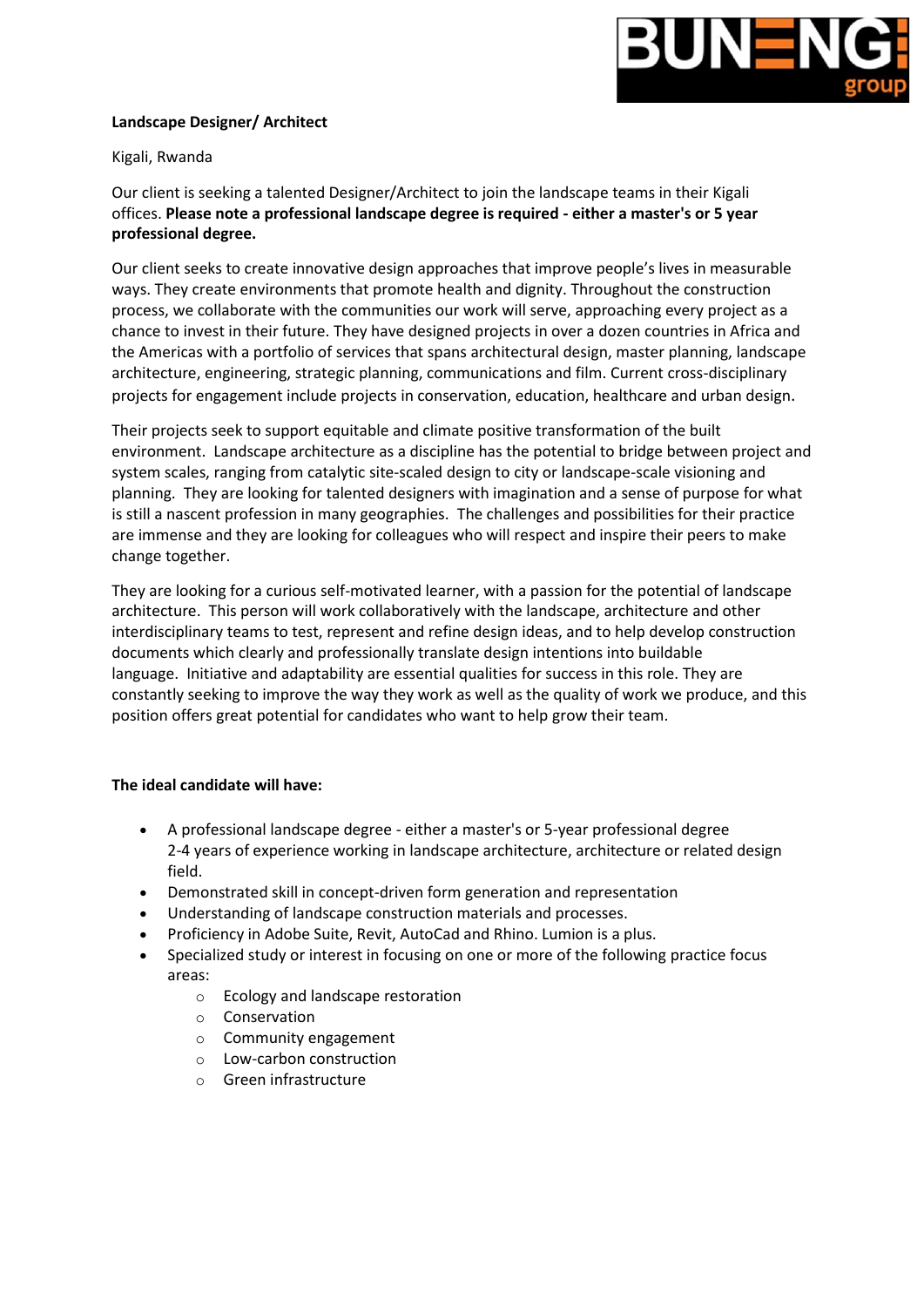**Landscape Designer/ Architect**

Kigali, Rwanda

Our client is seeking a talented Designer/Architect to join the landscape teams in their Kigali offices. **Please note a professional landscape degree is required - either a master's or 5 year professional degree.**

Our client seeks to create innovative design approaches that improve people's lives in measurable ways. They create environments that promote health and dignity. Throughout the construction process, we collaborate with the communities our work will serve, approaching every project as a chance to invest in their future. They have designed projects in over a dozen countries in Africa and the Americas with a portfolio of services that spans architectural design, master planning, landscape architecture, engineering, strategic planning, communications and film. Current cross-disciplinary projects for engagement include projects in conservation, education, healthcare and urban design.

Their projects seek to support equitable and climate positive transformation of the built environment. Landscape architecture as a discipline has the potential to bridge between project and system scales, ranging from catalytic site-scaled design to city or landscape-scale visioning and planning. They are looking for talented designers with imagination and a sense of purpose for what is still a nascent profession in many geographies. The challenges and possibilities for their practice are immense and they are looking for colleagues who will respect and inspire their peers to make change together.

They are looking for a curious self-motivated learner, with a passion for the potential of landscape architecture. This person will work collaboratively with the landscape, architecture and other interdisciplinary teams to test, represent and refine design ideas, and to help develop construction documents which clearly and professionally translate design intentions into buildable language. Initiative and adaptability are essential qualities for success in this role. They are constantly seeking to improve the way they work as well as the quality of work we produce, and this position offers great potential for candidates who want to help grow their team.

**The ideal candidate will have:**

- A professional landscape degree - either a master's or 5-year professional degree
  2-4 years of experience working in landscape architecture, architecture or related design field.
- Demonstrated skill in concept-driven form generation and representation
- Understanding of landscape construction materials and processes.
- Proficiency in Adobe Suite, Revit, AutoCad and Rhino. Lumion is a plus.
- Specialized study or interest in focusing on one or more of the following practice focus areas:
  - Ecology and landscape restoration
  - Conservation
  - Community engagement
  - Low-carbon construction
  - Green infrastructure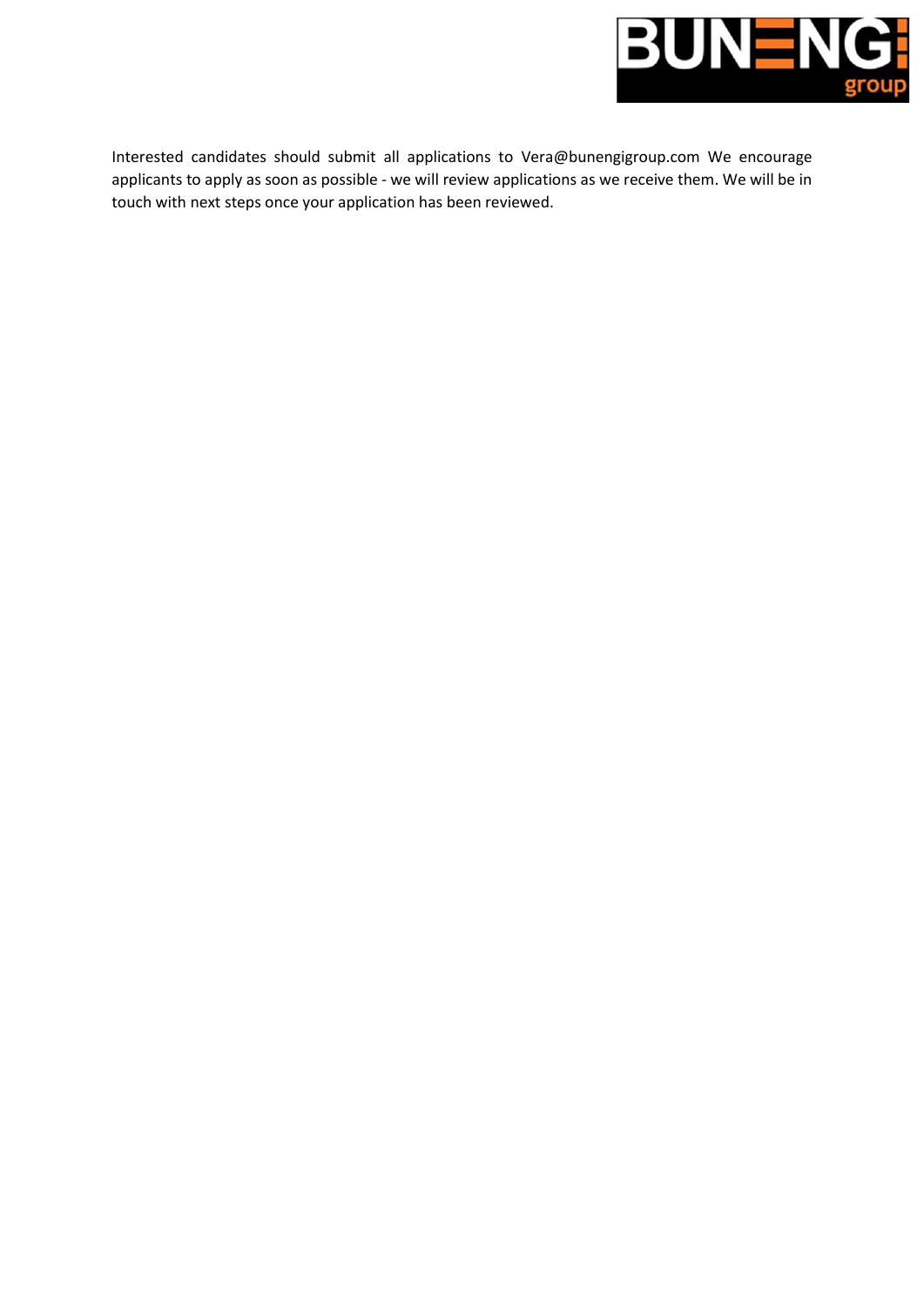Interested candidates should submit all applications to Vera@bunengigroup.com We encourage applicants to apply as soon as possible - we will review applications as we receive them. We will be in touch with next steps once your application has been reviewed.